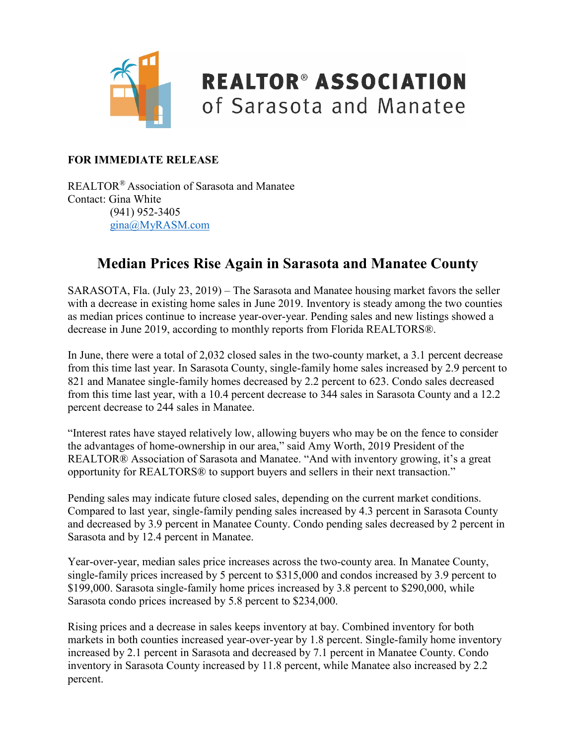**REALTOR® ASSOCIATION of Sarasota and Manatee**

**FOR IMMEDIATE RELEASE**

REALTOR® Association of Sarasota and Manatee
Contact: Gina White
(941) 952-3405
gina@MyRASM.com

# Median Prices Rise Again in Sarasota and Manatee County

SARASOTA, Fla. (July 23, 2019) – The Sarasota and Manatee housing market favors the seller with a decrease in existing home sales in June 2019. Inventory is steady among the two counties as median prices continue to increase year-over-year. Pending sales and new listings showed a decrease in June 2019, according to monthly reports from Florida REALTORS®.

In June, there were a total of 2,032 closed sales in the two-county market, a 3.1 percent decrease from this time last year. In Sarasota County, single-family home sales increased by 2.9 percent to 821 and Manatee single-family homes decreased by 2.2 percent to 623. Condo sales decreased from this time last year, with a 10.4 percent decrease to 344 sales in Sarasota County and a 12.2 percent decrease to 244 sales in Manatee.

"Interest rates have stayed relatively low, allowing buyers who may be on the fence to consider the advantages of home-ownership in our area," said Amy Worth, 2019 President of the REALTOR® Association of Sarasota and Manatee. "And with inventory growing, it's a great opportunity for REALTORS® to support buyers and sellers in their next transaction."

Pending sales may indicate future closed sales, depending on the current market conditions. Compared to last year, single-family pending sales increased by 4.3 percent in Sarasota County and decreased by 3.9 percent in Manatee County. Condo pending sales decreased by 2 percent in Sarasota and by 12.4 percent in Manatee.

Year-over-year, median sales price increases across the two-county area. In Manatee County, single-family prices increased by 5 percent to $315,000 and condos increased by 3.9 percent to $199,000. Sarasota single-family home prices increased by 3.8 percent to $290,000, while Sarasota condo prices increased by 5.8 percent to $234,000.

Rising prices and a decrease in sales keeps inventory at bay. Combined inventory for both markets in both counties increased year-over-year by 1.8 percent. Single-family home inventory increased by 2.1 percent in Sarasota and decreased by 7.1 percent in Manatee County. Condo inventory in Sarasota County increased by 11.8 percent, while Manatee also increased by 2.2 percent.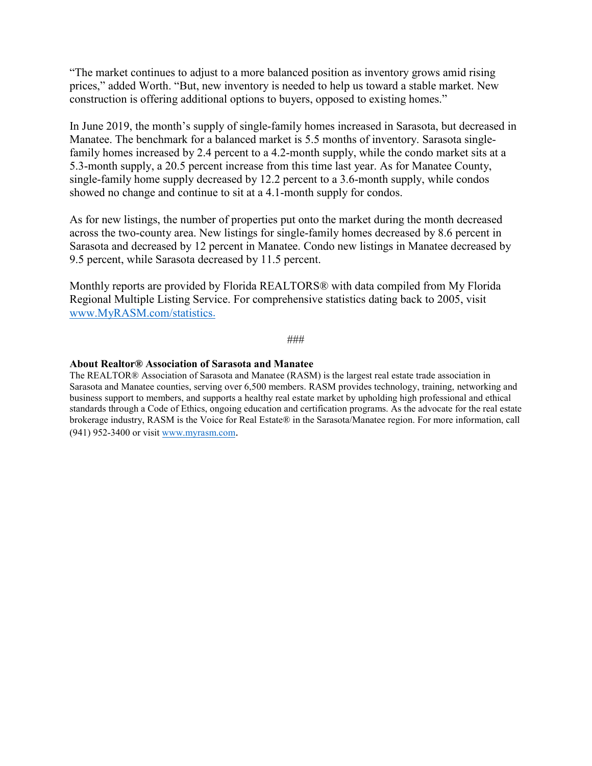"The market continues to adjust to a more balanced position as inventory grows amid rising prices," added Worth. "But, new inventory is needed to help us toward a stable market. New construction is offering additional options to buyers, opposed to existing homes."

In June 2019, the month's supply of single-family homes increased in Sarasota, but decreased in Manatee. The benchmark for a balanced market is 5.5 months of inventory. Sarasota single-family homes increased by 2.4 percent to a 4.2-month supply, while the condo market sits at a 5.3-month supply, a 20.5 percent increase from this time last year. As for Manatee County, single-family home supply decreased by 12.2 percent to a 3.6-month supply, while condos showed no change and continue to sit at a 4.1-month supply for condos.

As for new listings, the number of properties put onto the market during the month decreased across the two-county area. New listings for single-family homes decreased by 8.6 percent in Sarasota and decreased by 12 percent in Manatee. Condo new listings in Manatee decreased by 9.5 percent, while Sarasota decreased by 11.5 percent.

Monthly reports are provided by Florida REALTORS® with data compiled from My Florida Regional Multiple Listing Service. For comprehensive statistics dating back to 2005, visit www.MyRASM.com/statistics.

###

**About Realtor® Association of Sarasota and Manatee**

The REALTOR® Association of Sarasota and Manatee (RASM) is the largest real estate trade association in Sarasota and Manatee counties, serving over 6,500 members. RASM provides technology, training, networking and business support to members, and supports a healthy real estate market by upholding high professional and ethical standards through a Code of Ethics, ongoing education and certification programs. As the advocate for the real estate brokerage industry, RASM is the Voice for Real Estate® in the Sarasota/Manatee region. For more information, call (941) 952-3400 or visit www.myrasm.com.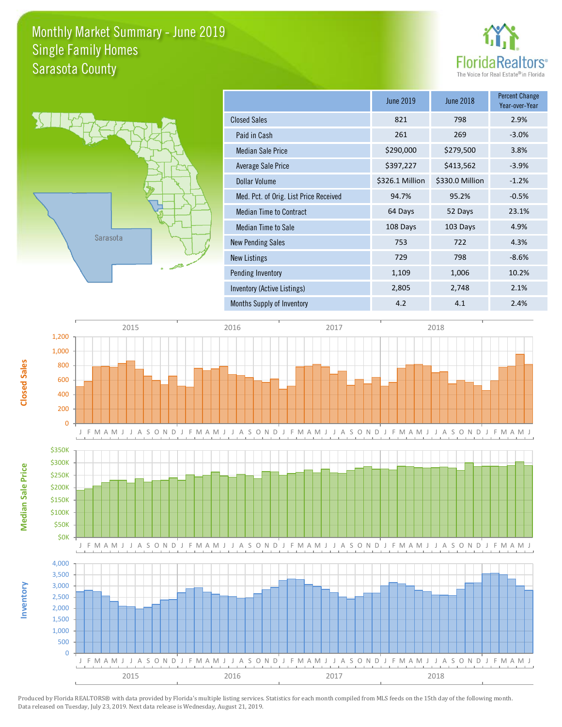# Monthly Market Summary - June 2019
## Single Family Homes
## Sarasota County

FloridaRealtors® The Voice for Real Estate® in Florida

| | June 2019 | June 2018 | Percent Change Year-over-Year |
|---|---|---|---|
| Closed Sales | 821 | 798 | 2.9% |
| Paid in Cash | 261 | 269 | -3.0% |
| Median Sale Price | $290,000 | $279,500 | 3.8% |
| Average Sale Price | $397,227 | $413,562 | -3.9% |
| Dollar Volume | $326.1 Million | $330.0 Million | -1.2% |
| Med. Pct. of Orig. List Price Received | 94.7% | 95.2% | -0.5% |
| Median Time to Contract | 64 Days | 52 Days | 23.1% |
| Median Time to Sale | 108 Days | 103 Days | 4.9% |
| New Pending Sales | 753 | 722 | 4.3% |
| New Listings | 729 | 798 | -8.6% |
| Pending Inventory | 1,109 | 1,006 | 10.2% |
| Inventory (Active Listings) | 2,805 | 2,748 | 2.1% |
| Months Supply of Inventory | 4.2 | 4.1 | 2.4% |

Produced by Florida REALTORS® with data provided by Florida's multiple listing services. Statistics for each month compiled from MLS feeds on the 15th day of the following month. Data released on Tuesday, July 23, 2019. Next data release is Wednesday, August 21, 2019.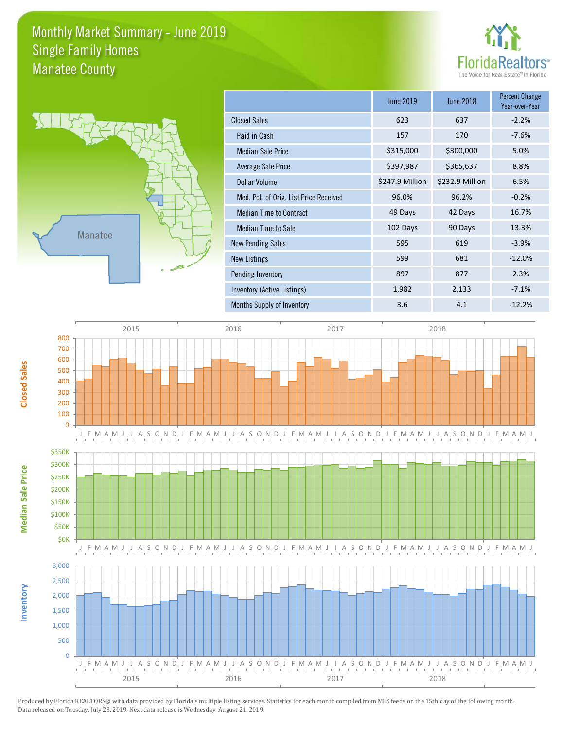# Monthly Market Summary - June 2019
## Single Family Homes
## Manatee County

| | June 2019 | June 2018 | Percent Change Year-over-Year |
|---|---|---|---|
| Closed Sales | 623 | 637 | -2.2% |
| Paid in Cash | 157 | 170 | -7.6% |
| Median Sale Price | $315,000 | $300,000 | 5.0% |
| Average Sale Price | $397,987 | $365,637 | 8.8% |
| Dollar Volume | $247.9 Million | $232.9 Million | 6.5% |
| Med. Pct. of Orig. List Price Received | 96.0% | 96.2% | -0.2% |
| Median Time to Contract | 49 Days | 42 Days | 16.7% |
| Median Time to Sale | 102 Days | 90 Days | 13.3% |
| New Pending Sales | 595 | 619 | -3.9% |
| New Listings | 599 | 681 | -12.0% |
| Pending Inventory | 897 | 877 | 2.3% |
| Inventory (Active Listings) | 1,982 | 2,133 | -7.1% |
| Months Supply of Inventory | 3.6 | 4.1 | -12.2% |

Produced by Florida REALTORS® with data provided by Florida's multiple listing services. Statistics for each month compiled from MLS feeds on the 15th day of the following month. Data released on Tuesday, July 23, 2019. Next data release is Wednesday, August 21, 2019.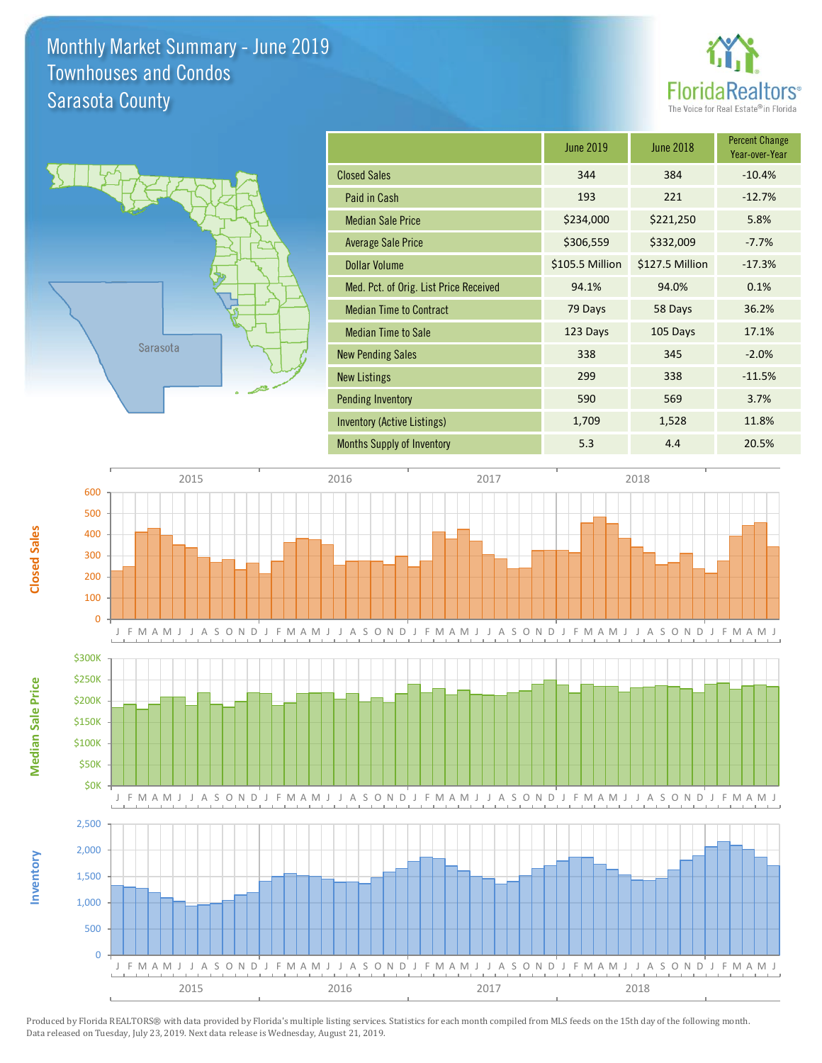# Monthly Market Summary - June 2019
## Townhouses and Condos
## Sarasota County

| | June 2019 | June 2018 | Percent Change Year-over-Year |
|---|---|---|---|
| Closed Sales | 344 | 384 | -10.4% |
| Paid in Cash | 193 | 221 | -12.7% |
| Median Sale Price | $234,000 | $221,250 | 5.8% |
| Average Sale Price | $306,559 | $332,009 | -7.7% |
| Dollar Volume | $105.5 Million | $127.5 Million | -17.3% |
| Med. Pct. of Orig. List Price Received | 94.1% | 94.0% | 0.1% |
| Median Time to Contract | 79 Days | 58 Days | 36.2% |
| Median Time to Sale | 123 Days | 105 Days | 17.1% |
| New Pending Sales | 338 | 345 | -2.0% |
| New Listings | 299 | 338 | -11.5% |
| Pending Inventory | 590 | 569 | 3.7% |
| Inventory (Active Listings) | 1,709 | 1,528 | 11.8% |
| Months Supply of Inventory | 5.3 | 4.4 | 20.5% |

Produced by Florida REALTORS® with data provided by Florida's multiple listing services. Statistics for each month compiled from MLS feeds on the 15th day of the following month. Data released on Tuesday, July 23, 2019. Next data release is Wednesday, August 21, 2019.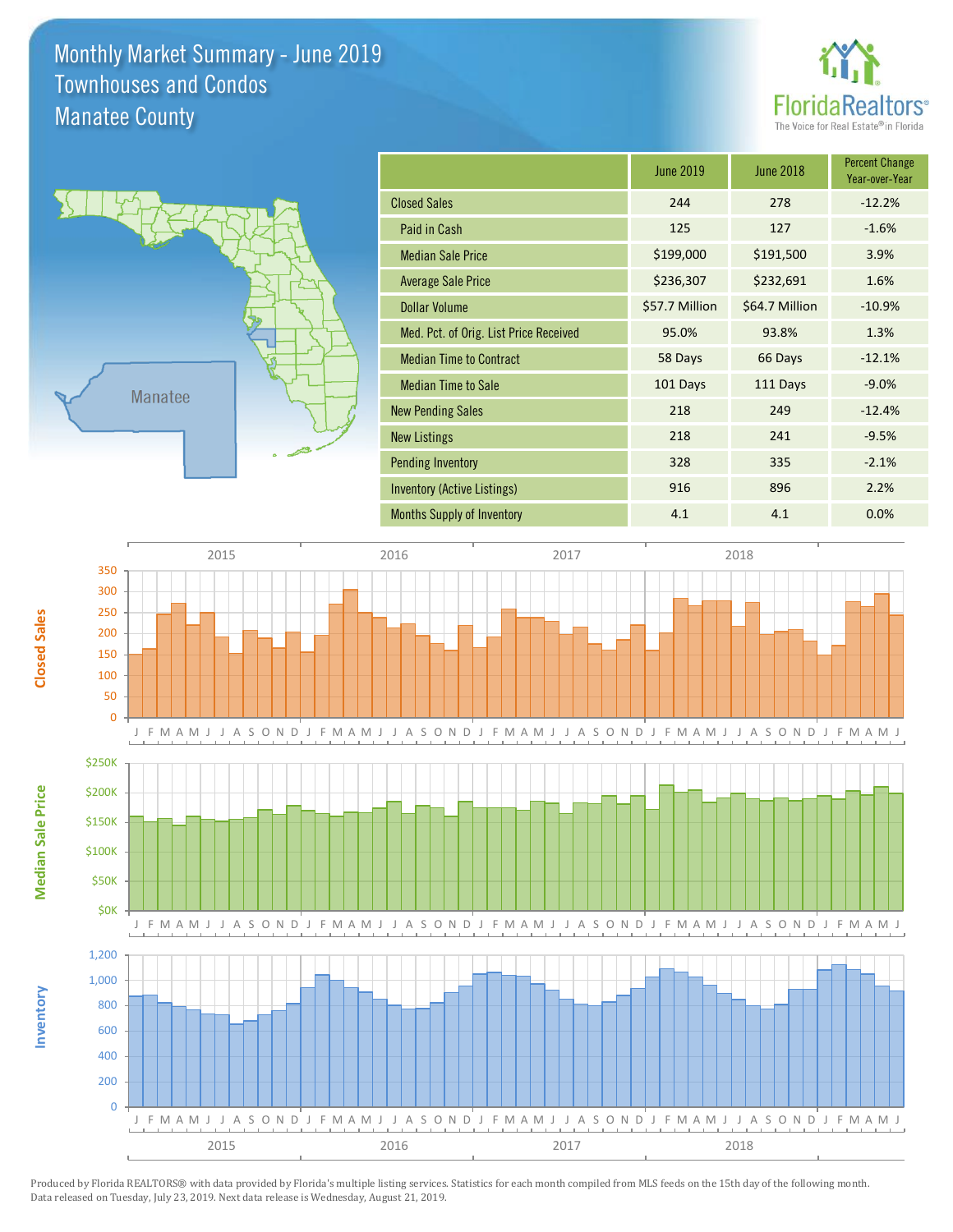# Monthly Market Summary - June 2019
## Townhouses and Condos
## Manatee County

FloridaRealtors® The Voice for Real Estate® in Florida

| | June 2019 | June 2018 | Percent Change Year-over-Year |
|---|---|---|---|
| Closed Sales | 244 | 278 | -12.2% |
| Paid in Cash | 125 | 127 | -1.6% |
| Median Sale Price | $199,000 | $191,500 | 3.9% |
| Average Sale Price | $236,307 | $232,691 | 1.6% |
| Dollar Volume | $57.7 Million | $64.7 Million | -10.9% |
| Med. Pct. of Orig. List Price Received | 95.0% | 93.8% | 1.3% |
| Median Time to Contract | 58 Days | 66 Days | -12.1% |
| Median Time to Sale | 101 Days | 111 Days | -9.0% |
| New Pending Sales | 218 | 249 | -12.4% |
| New Listings | 218 | 241 | -9.5% |
| Pending Inventory | 328 | 335 | -2.1% |
| Inventory (Active Listings) | 916 | 896 | 2.2% |
| Months Supply of Inventory | 4.1 | 4.1 | 0.0% |

Produced by Florida REALTORS® with data provided by Florida's multiple listing services. Statistics for each month compiled from MLS feeds on the 15th day of the following month. Data released on Tuesday, July 23, 2019. Next data release is Wednesday, August 21, 2019.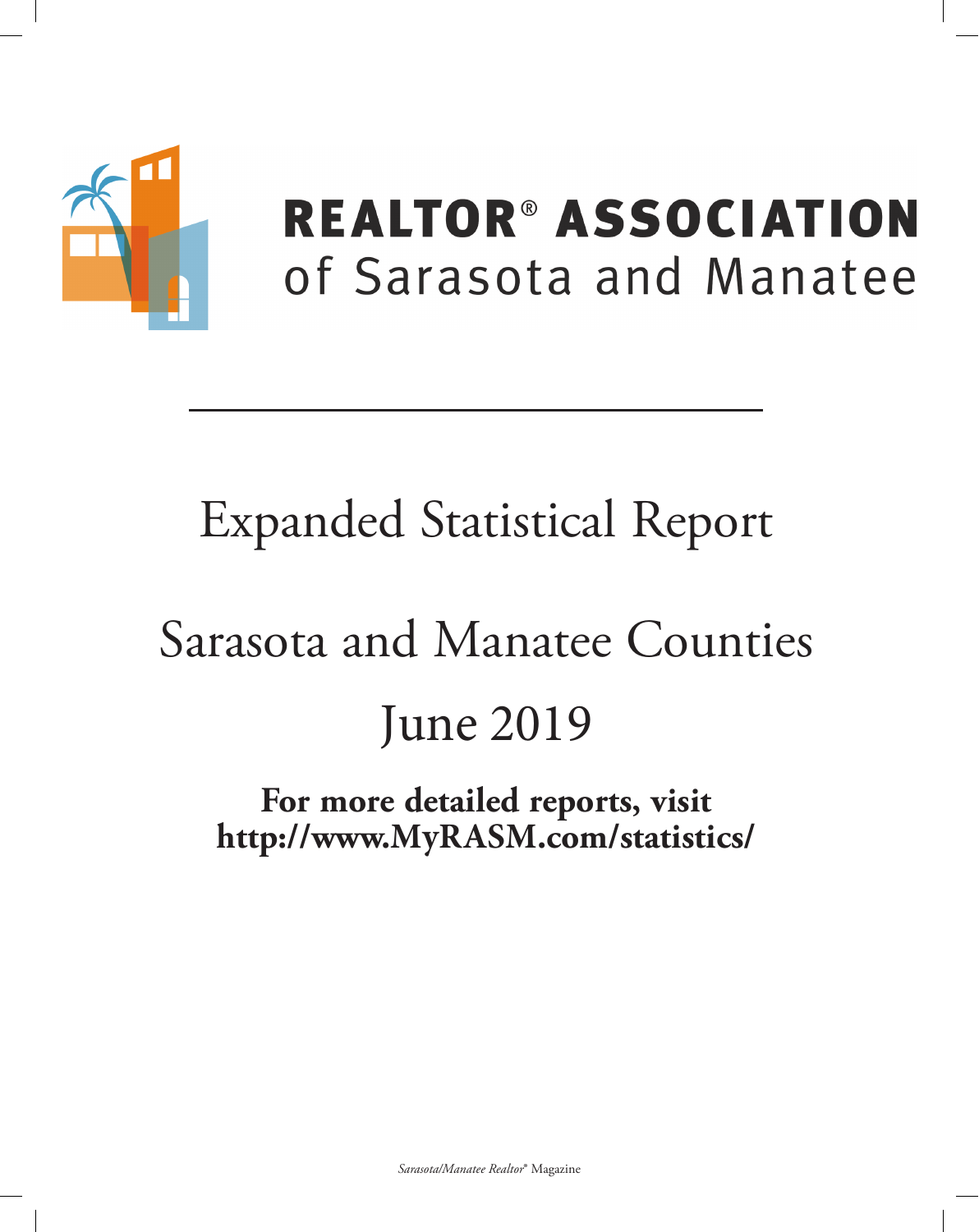**REALTOR® ASSOCIATION**
of Sarasota and Manatee

# Expanded Statistical Report

## Sarasota and Manatee Counties

## June 2019

**For more detailed reports, visit**
**http://www.MyRASM.com/statistics/**

*Sarasota/Manatee Realtor®* Magazine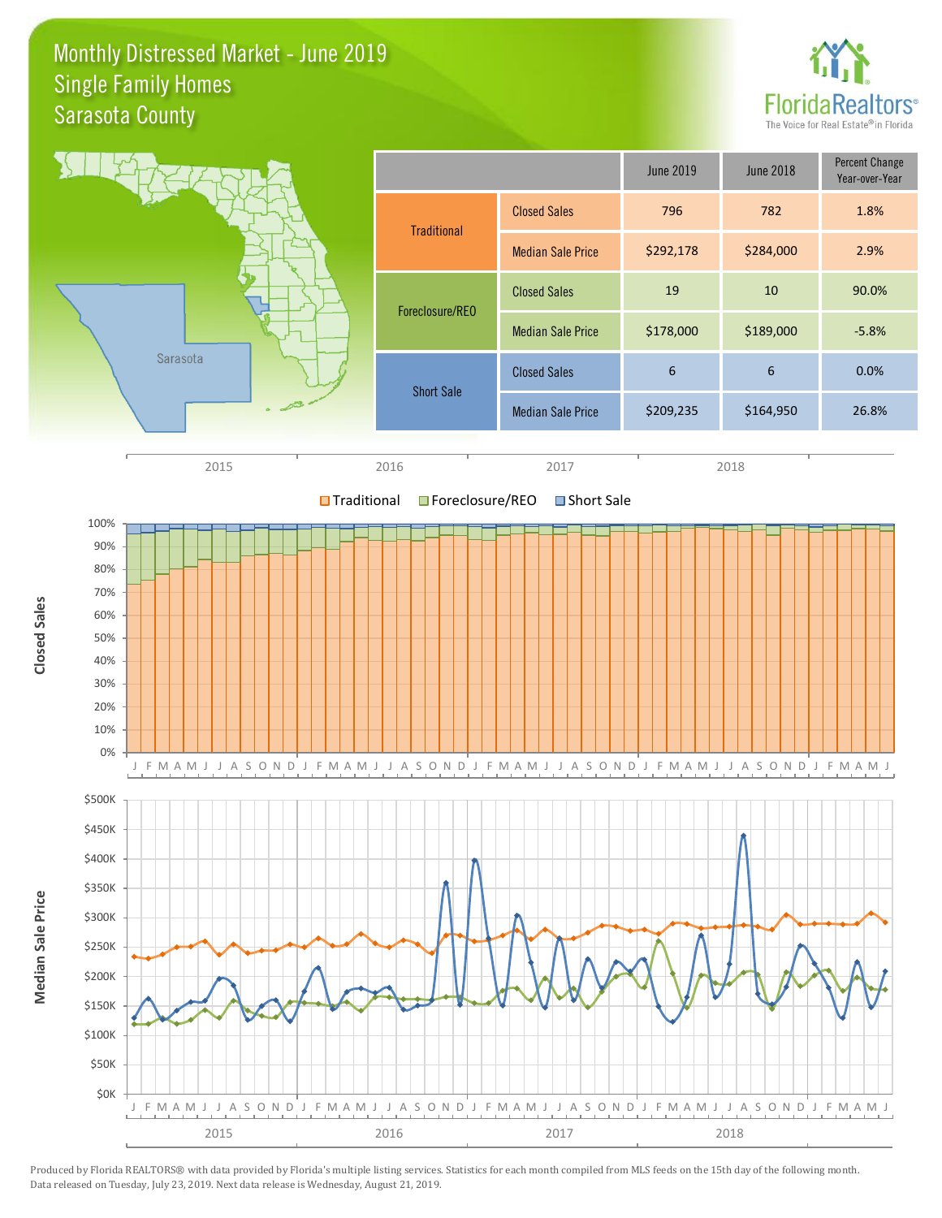# Monthly Distressed Market - June 2019
## Single Family Homes
## Sarasota County

FloridaRealtors® The Voice for Real Estate® in Florida

| | | June 2019 | June 2018 | Percent Change Year-over-Year |
|---|---|---|---|---|
| Traditional | Closed Sales | 796 | 782 | 1.8% |
| | Median Sale Price | $292,178 | $284,000 | 2.9% |
| Foreclosure/REO | Closed Sales | 19 | 10 | 90.0% |
| | Median Sale Price | $178,000 | $189,000 | -5.8% |
| Short Sale | Closed Sales | 6 | 6 | 0.0% |
| | Median Sale Price | $209,235 | $164,950 | 26.8% |

Produced by Florida REALTORS® with data provided by Florida's multiple listing services. Statistics for each month compiled from MLS feeds on the 15th day of the following month. Data released on Tuesday, July 23, 2019. Next data release is Wednesday, August 21, 2019.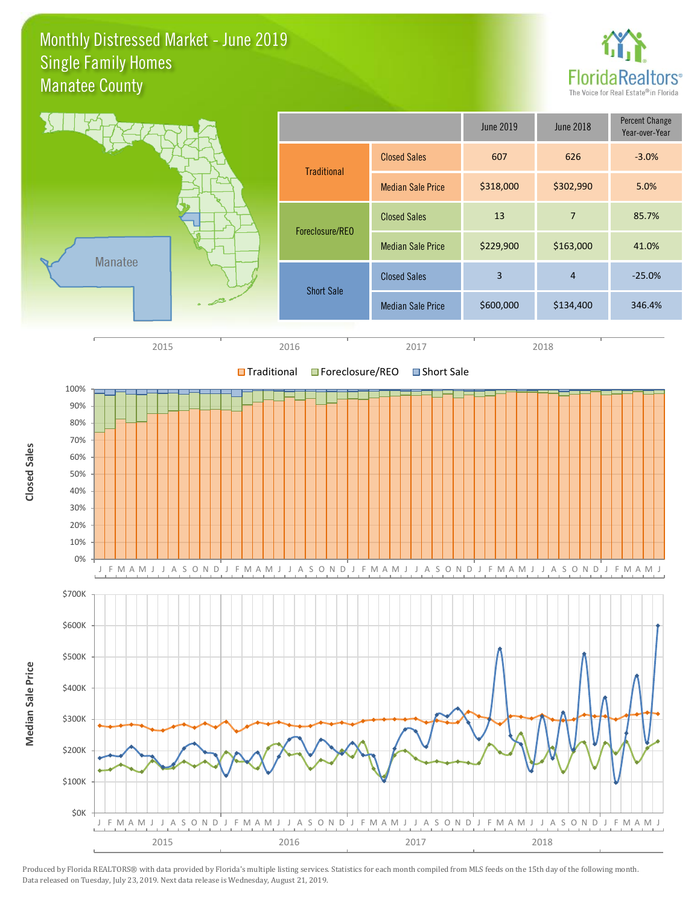# Monthly Distressed Market - June 2019
## Single Family Homes
## Manatee County

| | | June 2019 | June 2018 | Percent Change Year-over-Year |
|---|---|---|---|---|
| Traditional | Closed Sales | 607 | 626 | -3.0% |
| | Median Sale Price | $318,000 | $302,990 | 5.0% |
| Foreclosure/REO | Closed Sales | 13 | 7 | 85.7% |
| | Median Sale Price | $229,900 | $163,000 | 41.0% |
| Short Sale | Closed Sales | 3 | 4 | -25.0% |
| | Median Sale Price | $600,000 | $134,400 | 346.4% |

Produced by Florida REALTORS® with data provided by Florida's multiple listing services. Statistics for each month compiled from MLS feeds on the 15th day of the following month. Data released on Tuesday, July 23, 2019. Next data release is Wednesday, August 21, 2019.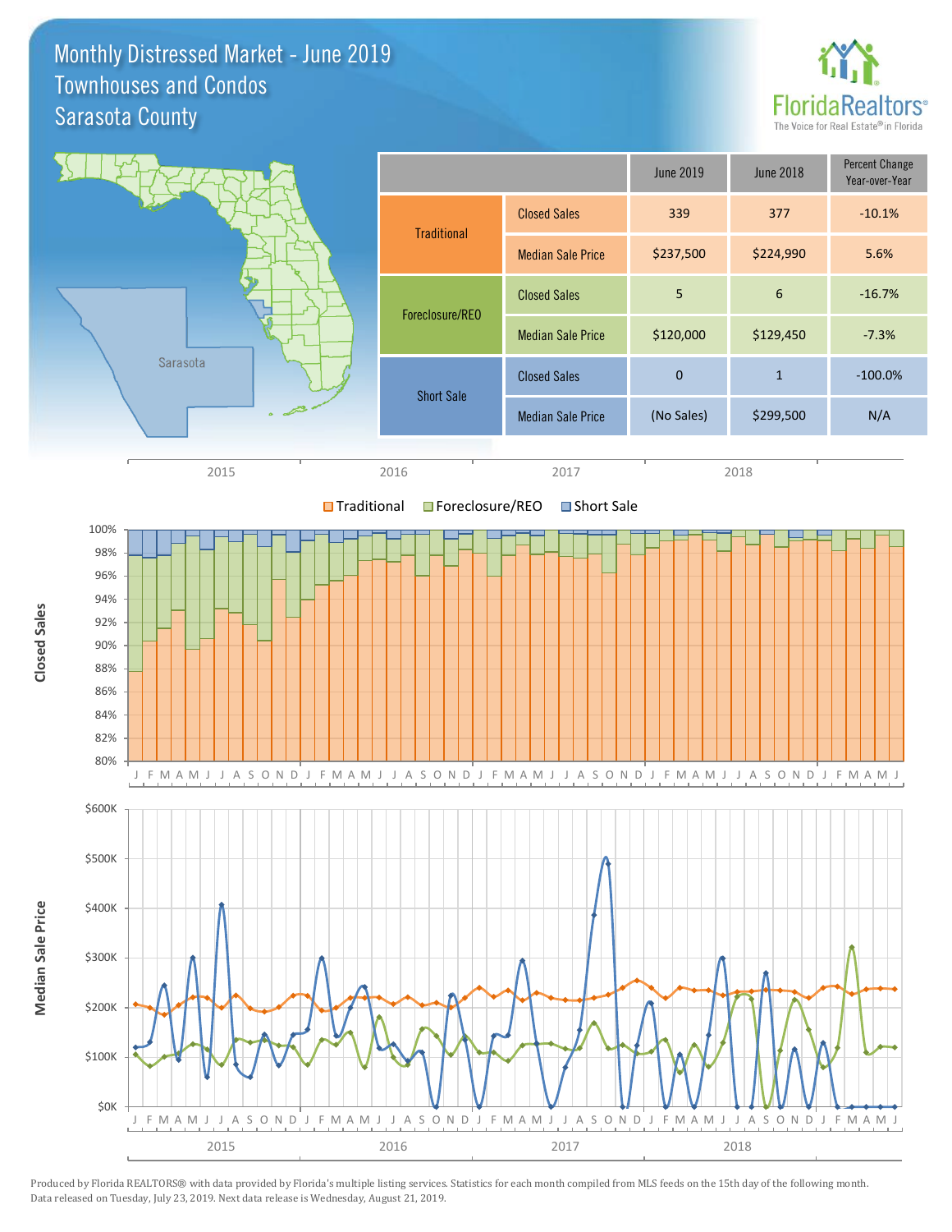# Monthly Distressed Market - June 2019
## Townhouses and Condos
## Sarasota County

| | | June 2019 | June 2018 | Percent Change Year-over-Year |
|---|---|---|---|---|
| Traditional | Closed Sales | 339 | 377 | -10.1% |
| | Median Sale Price | $237,500 | $224,990 | 5.6% |
| Foreclosure/REO | Closed Sales | 5 | 6 | -16.7% |
| | Median Sale Price | $120,000 | $129,450 | -7.3% |
| Short Sale | Closed Sales | 0 | 1 | -100.0% |
| | Median Sale Price | (No Sales) | $299,500 | N/A |

Produced by Florida REALTORS® with data provided by Florida's multiple listing services. Statistics for each month compiled from MLS feeds on the 15th day of the following month. Data released on Tuesday, July 23, 2019. Next data release is Wednesday, August 21, 2019.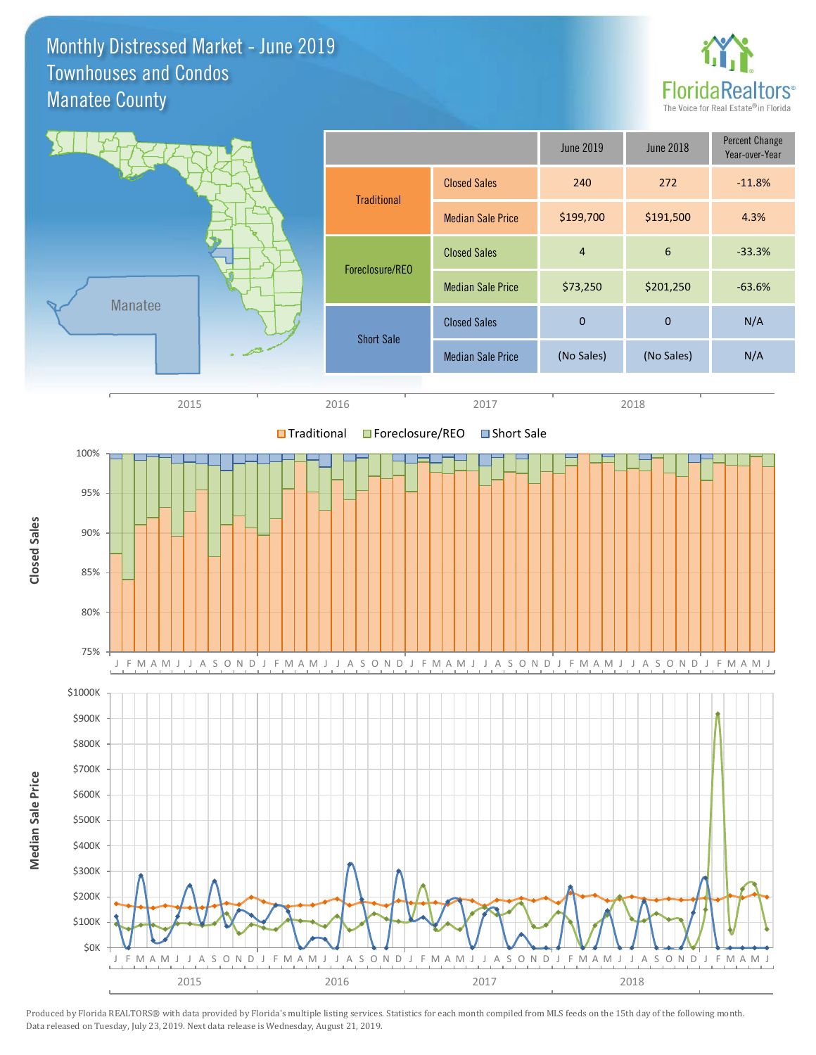# Monthly Distressed Market - June 2019
## Townhouses and Condos
## Manatee County

FloridaRealtors®
The Voice for Real Estate® in Florida

Manatee

| | | June 2019 | June 2018 | Percent Change Year-over-Year |
|---|---|---|---|---|
| Traditional | Closed Sales | 240 | 272 | -11.8% |
| | Median Sale Price | $199,700 | $191,500 | 4.3% |
| Foreclosure/REO | Closed Sales | 4 | 6 | -33.3% |
| | Median Sale Price | $73,250 | $201,250 | -63.6% |
| Short Sale | Closed Sales | 0 | 0 | N/A |
| | Median Sale Price | (No Sales) | (No Sales) | N/A |

2015 2016 2017 2018

Traditional Foreclosure/REO Short Sale

Closed Sales

100%
95%
90%
85%
80%
75%

J F M A M J J A S O N D J F M A M J J A S O N D J F M A M J J A S O N D J F M A M J J A S O N D J F M A M J

Median Sale Price

$1000K
$900K
$800K
$700K
$600K
$500K
$400K
$300K
$200K
$100K
$0K

J F M A M J J A S O N D J F M A M J J A S O N D J F M A M J J A S O N D J F M A M J J A S O N D J F M A M J

2015 2016 2017 2018

Produced by Florida REALTORS® with data provided by Florida's multiple listing services. Statistics for each month compiled from MLS feeds on the 15th day of the following month. Data released on Tuesday, July 23, 2019. Next data release is Wednesday, August 21, 2019.